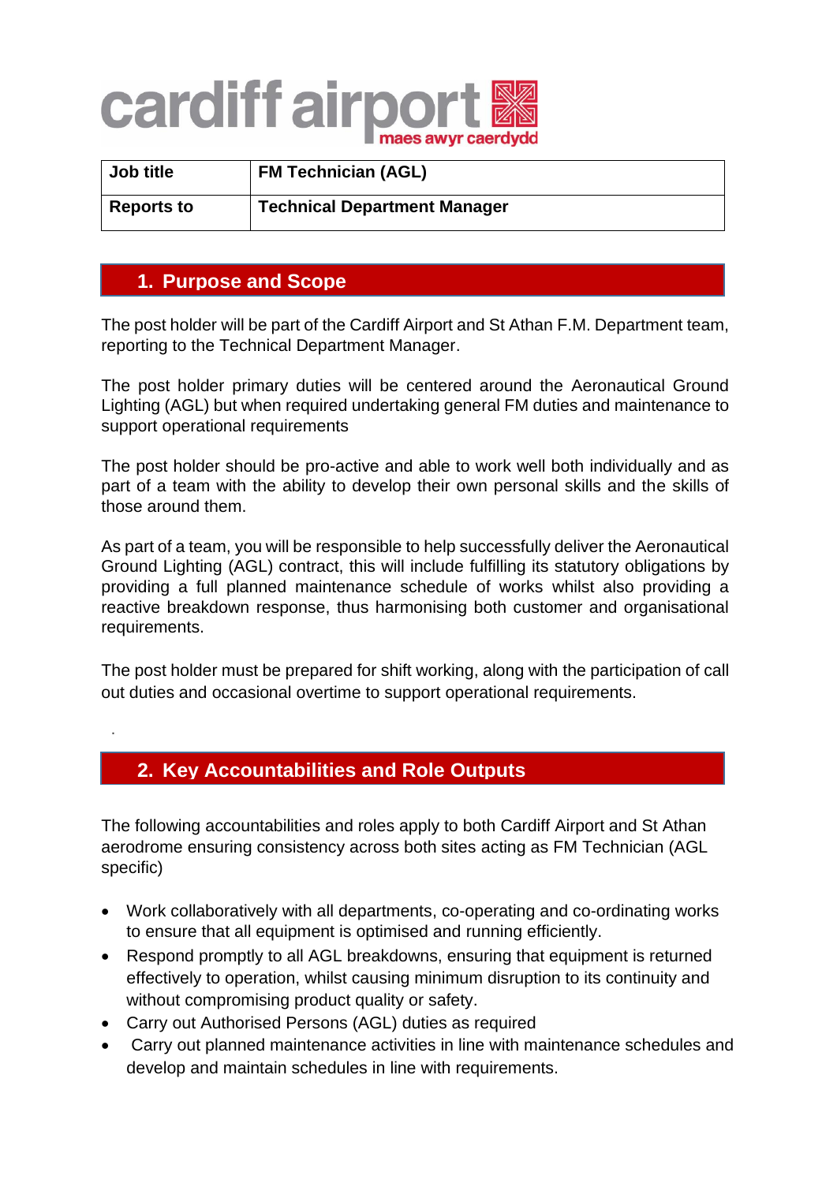cardiff airport maes awyr caerdydd

| Job title | FM Technician (AGL) |
|---|---|
| Reports to | Technical Department Manager |

## 1. Purpose and Scope

The post holder will be part of the Cardiff Airport and St Athan F.M. Department team, reporting to the Technical Department Manager.

The post holder primary duties will be centered around the Aeronautical Ground Lighting (AGL) but when required undertaking general FM duties and maintenance to support operational requirements

The post holder should be pro-active and able to work well both individually and as part of a team with the ability to develop their own personal skills and the skills of those around them.

As part of a team, you will be responsible to help successfully deliver the Aeronautical Ground Lighting (AGL) contract, this will include fulfilling its statutory obligations by providing a full planned maintenance schedule of works whilst also providing a reactive breakdown response, thus harmonising both customer and organisational requirements.

The post holder must be prepared for shift working, along with the participation of call out duties and occasional overtime to support operational requirements.

## 2. Key Accountabilities and Role Outputs

The following accountabilities and roles apply to both Cardiff Airport and St Athan aerodrome ensuring consistency across both sites acting as FM Technician (AGL specific)

- Work collaboratively with all departments, co-operating and co-ordinating works to ensure that all equipment is optimised and running efficiently.
- Respond promptly to all AGL breakdowns, ensuring that equipment is returned effectively to operation, whilst causing minimum disruption to its continuity and without compromising product quality or safety.
- Carry out Authorised Persons (AGL) duties as required
- Carry out planned maintenance activities in line with maintenance schedules and develop and maintain schedules in line with requirements.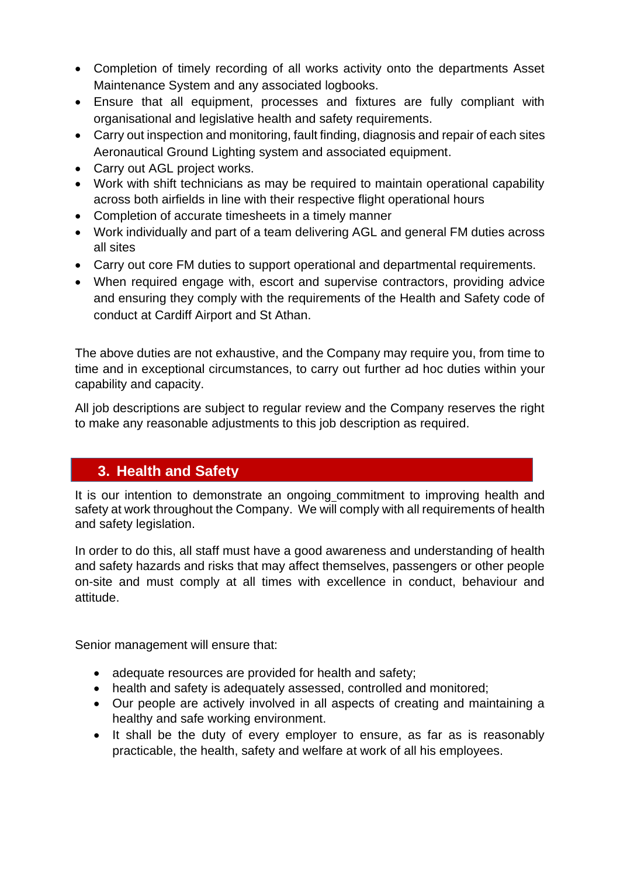- Completion of timely recording of all works activity onto the departments Asset Maintenance System and any associated logbooks.
- Ensure that all equipment, processes and fixtures are fully compliant with organisational and legislative health and safety requirements.
- Carry out inspection and monitoring, fault finding, diagnosis and repair of each sites Aeronautical Ground Lighting system and associated equipment.
- Carry out AGL project works.
- Work with shift technicians as may be required to maintain operational capability across both airfields in line with their respective flight operational hours
- Completion of accurate timesheets in a timely manner
- Work individually and part of a team delivering AGL and general FM duties across all sites
- Carry out core FM duties to support operational and departmental requirements.
- When required engage with, escort and supervise contractors, providing advice and ensuring they comply with the requirements of the Health and Safety code of conduct at Cardiff Airport and St Athan.

The above duties are not exhaustive, and the Company may require you, from time to time and in exceptional circumstances, to carry out further ad hoc duties within your capability and capacity.

All job descriptions are subject to regular review and the Company reserves the right to make any reasonable adjustments to this job description as required.

## 3. Health and Safety

It is our intention to demonstrate an ongoing commitment to improving health and safety at work throughout the Company. We will comply with all requirements of health and safety legislation.

In order to do this, all staff must have a good awareness and understanding of health and safety hazards and risks that may affect themselves, passengers or other people on-site and must comply at all times with excellence in conduct, behaviour and attitude.

Senior management will ensure that:

- adequate resources are provided for health and safety;
- health and safety is adequately assessed, controlled and monitored;
- Our people are actively involved in all aspects of creating and maintaining a healthy and safe working environment.
- It shall be the duty of every employer to ensure, as far as is reasonably practicable, the health, safety and welfare at work of all his employees.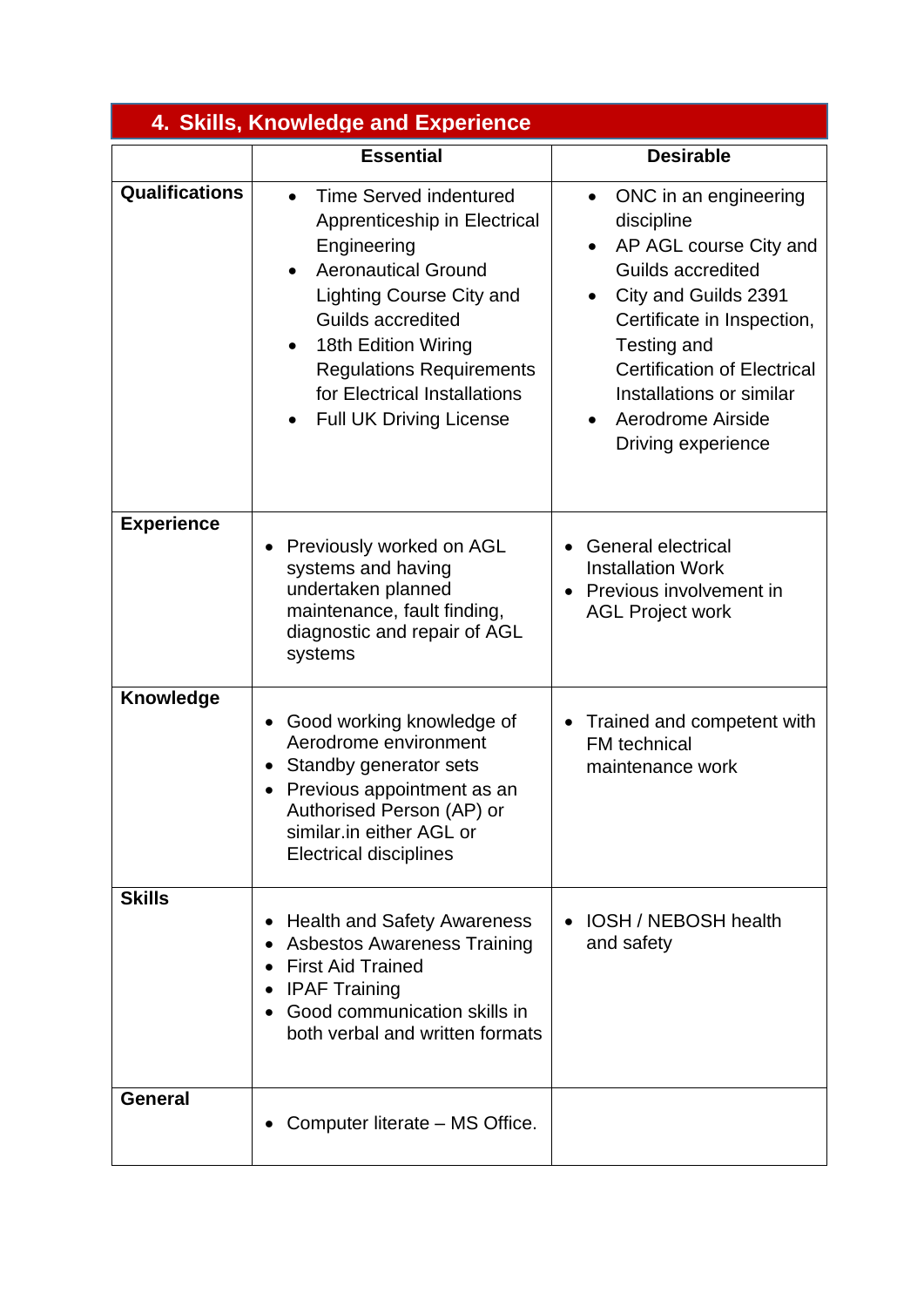## 4. Skills, Knowledge and Experience

| | Essential | Desirable |
|---|---|---|
| **Qualifications** | • Time Served indentured Apprenticeship in Electrical Engineering<br>• Aeronautical Ground Lighting Course City and Guilds accredited<br>• 18th Edition Wiring Regulations Requirements for Electrical Installations<br>• Full UK Driving License | • ONC in an engineering discipline<br>• AP AGL course City and Guilds accredited<br>• City and Guilds 2391 Certificate in Inspection, Testing and Certification of Electrical Installations or similar<br>• Aerodrome Airside Driving experience |
| **Experience** | • Previously worked on AGL systems and having undertaken planned maintenance, fault finding, diagnostic and repair of AGL systems | • General electrical Installation Work<br>• Previous involvement in AGL Project work |
| **Knowledge** | • Good working knowledge of Aerodrome environment<br>• Standby generator sets<br>• Previous appointment as an Authorised Person (AP) or similar.in either AGL or Electrical disciplines | • Trained and competent with FM technical maintenance work |
| **Skills** | • Health and Safety Awareness<br>• Asbestos Awareness Training<br>• First Aid Trained<br>• IPAF Training<br>• Good communication skills in both verbal and written formats | • IOSH / NEBOSH health and safety |
| **General** | • Computer literate – MS Office. | |